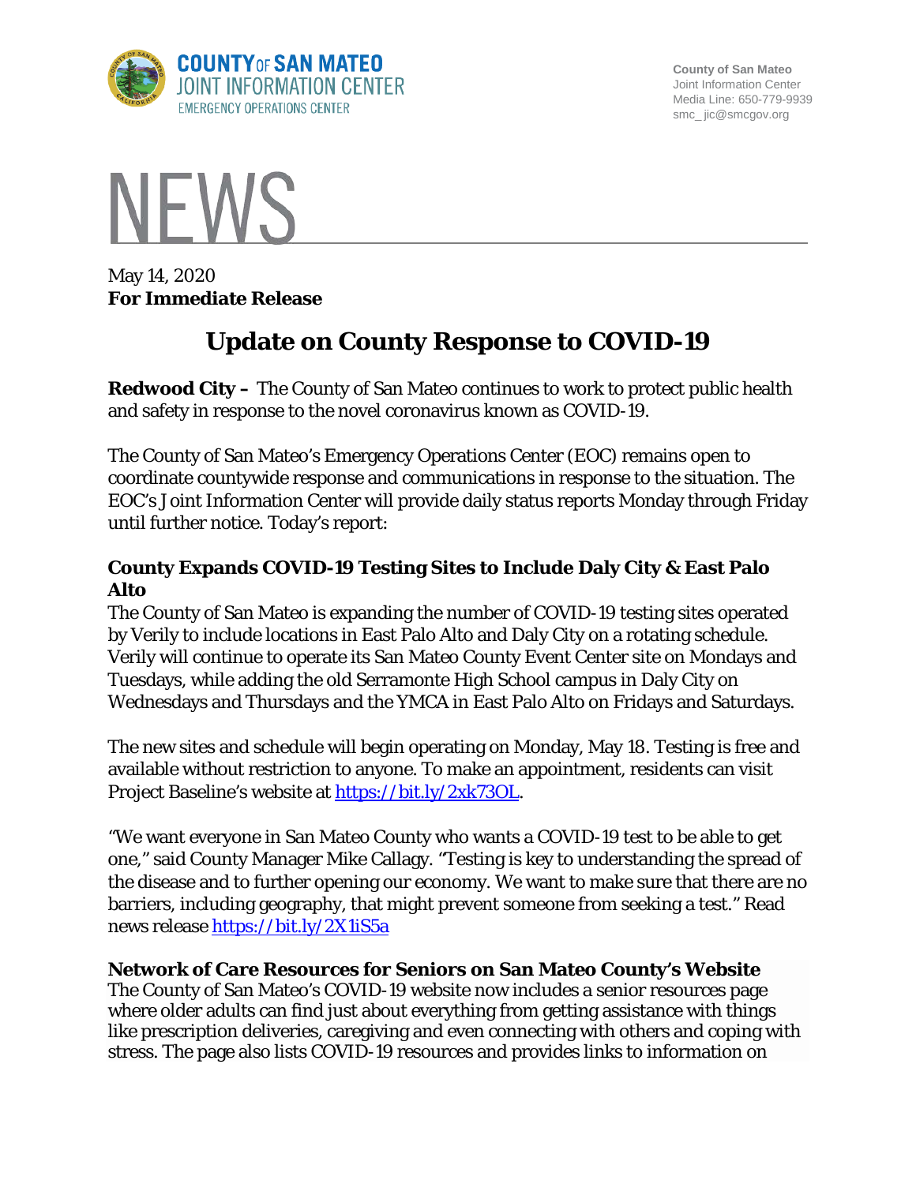COUNTY OF SAN MATEO
JOINT INFORMATION CENTER
EMERGENCY OPERATIONS CENTER

County of San Mateo
Joint Information Center
Media Line: 650-779-9939
smc_jic@smcgov.org

# NEWS

May 14, 2020
**For Immediate Release**

## Update on County Response to COVID-19

**Redwood City –** The County of San Mateo continues to work to protect public health and safety in response to the novel coronavirus known as COVID-19.

The County of San Mateo's Emergency Operations Center (EOC) remains open to coordinate countywide response and communications in response to the situation. The EOC's Joint Information Center will provide daily status reports Monday through Friday until further notice. Today's report:

### County Expands COVID-19 Testing Sites to Include Daly City & East Palo Alto

The County of San Mateo is expanding the number of COVID-19 testing sites operated by Verily to include locations in East Palo Alto and Daly City on a rotating schedule. Verily will continue to operate its San Mateo County Event Center site on Mondays and Tuesdays, while adding the old Serramonte High School campus in Daly City on Wednesdays and Thursdays and the YMCA in East Palo Alto on Fridays and Saturdays.

The new sites and schedule will begin operating on Monday, May 18. Testing is free and available without restriction to anyone. To make an appointment, residents can visit Project Baseline's website at https://bit.ly/2xk73OL.

"We want everyone in San Mateo County who wants a COVID-19 test to be able to get one," said County Manager Mike Callagy. "Testing is key to understanding the spread of the disease and to further opening our economy. We want to make sure that there are no barriers, including geography, that might prevent someone from seeking a test." Read news release https://bit.ly/2X1iS5a

### Network of Care Resources for Seniors on San Mateo County's Website

The County of San Mateo's COVID-19 website now includes a senior resources page where older adults can find just about everything from getting assistance with things like prescription deliveries, caregiving and even connecting with others and coping with stress. The page also lists COVID-19 resources and provides links to information on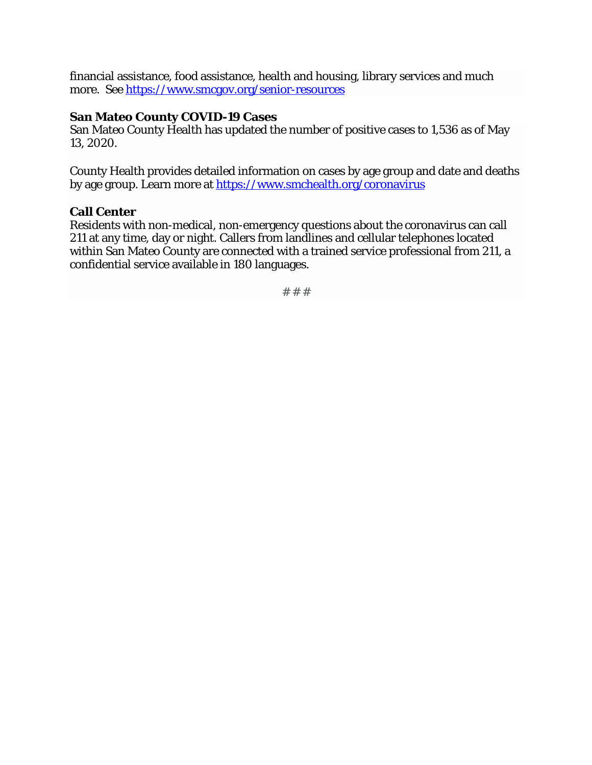financial assistance, food assistance, health and housing, library services and much more. See https://www.smcgov.org/senior-resources

**San Mateo County COVID-19 Cases**
San Mateo County Health has updated the number of positive cases to 1,536 as of May 13, 2020.

County Health provides detailed information on cases by age group and date and deaths by age group. Learn more at https://www.smchealth.org/coronavirus

**Call Center**
Residents with non-medical, non-emergency questions about the coronavirus can call 211 at any time, day or night. Callers from landlines and cellular telephones located within San Mateo County are connected with a trained service professional from 211, a confidential service available in 180 languages.

# # #